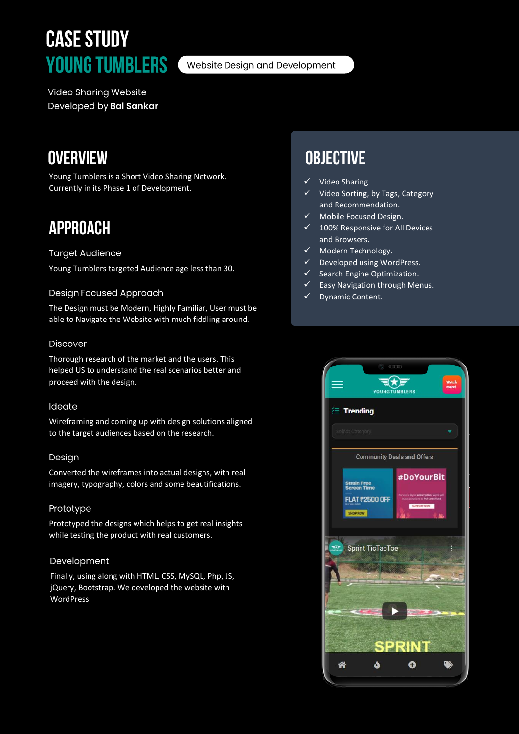# CASE STUDY

# YOUNG TUMBLERS

Website Design and Development

Video Sharing Website
Developed by **Bal Sankar**

## OVERVIEW

Young Tumblers is a Short Video Sharing Network. Currently in its Phase 1 of Development.

## APPROACH

### Target Audience

Young Tumblers targeted Audience age less than 30.

### Design Focused Approach

The Design must be Modern, Highly Familiar, User must be able to Navigate the Website with much fiddling around.

### Discover

Thorough research of the market and the users. This helped US to understand the real scenarios better and proceed with the design.

### Ideate

Wireframing and coming up with design solutions aligned to the target audiences based on the research.

### Design

Converted the wireframes into actual designs, with real imagery, typography, colors and some beautifications.

### Prototype

Prototyped the designs which helps to get real insights while testing the product with real customers.

### Development

Finally, using along with HTML, CSS, MySQL, Php, JS, jQuery, Bootstrap. We developed the website with WordPress.

## OBJECTIVE

- ✓ Video Sharing.
- ✓ Video Sorting, by Tags, Category and Recommendation.
- ✓ Mobile Focused Design.
- ✓ 100% Responsive for All Devices and Browsers.
- ✓ Modern Technology.
- ✓ Developed using WordPress.
- ✓ Search Engine Optimization.
- ✓ Easy Navigation through Menus.
- ✓ Dynamic Content.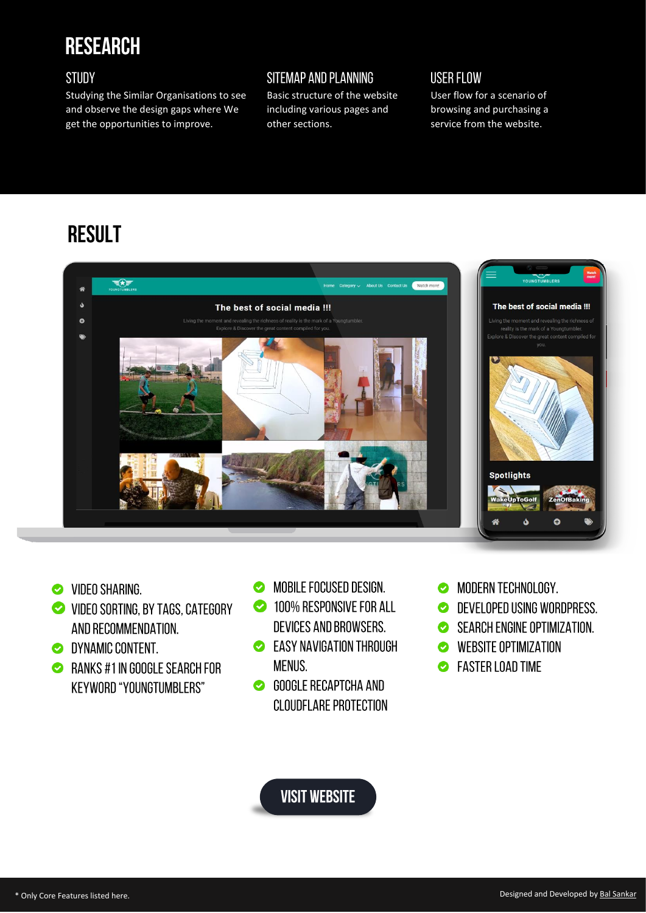# RESEARCH

### STUDY

Studying the Similar Organisations to see and observe the design gaps where We get the opportunities to improve.

### SITEMAP AND PLANNING

Basic structure of the website including various pages and other sections.

### USER FLOW

User flow for a scenario of browsing and purchasing a service from the website.

# RESULT

- VIDEO SHARING.
- VIDEO SORTING, BY TAGS, CATEGORY AND RECOMMENDATION.
- DYNAMIC CONTENT.
- RANKS #1 IN GOOGLE SEARCH FOR KEYWORD "YOUNGTUMBLERS"
- MOBILE FOCUSED DESIGN.
- 100% RESPONSIVE FOR ALL DEVICES AND BROWSERS.
- EASY NAVIGATION THROUGH MENUS.
- GOOGLE RECAPTCHA AND CLOUDFLARE PROTECTION
- MODERN TECHNOLOGY.
- DEVELOPED USING WORDPRESS.
- SEARCH ENGINE OPTIMIZATION.
- WEBSITE OPTIMIZATION
- FASTER LOAD TIME

VISIT WEBSITE

* Only Core Features listed here.

Designed and Developed by Bal Sankar